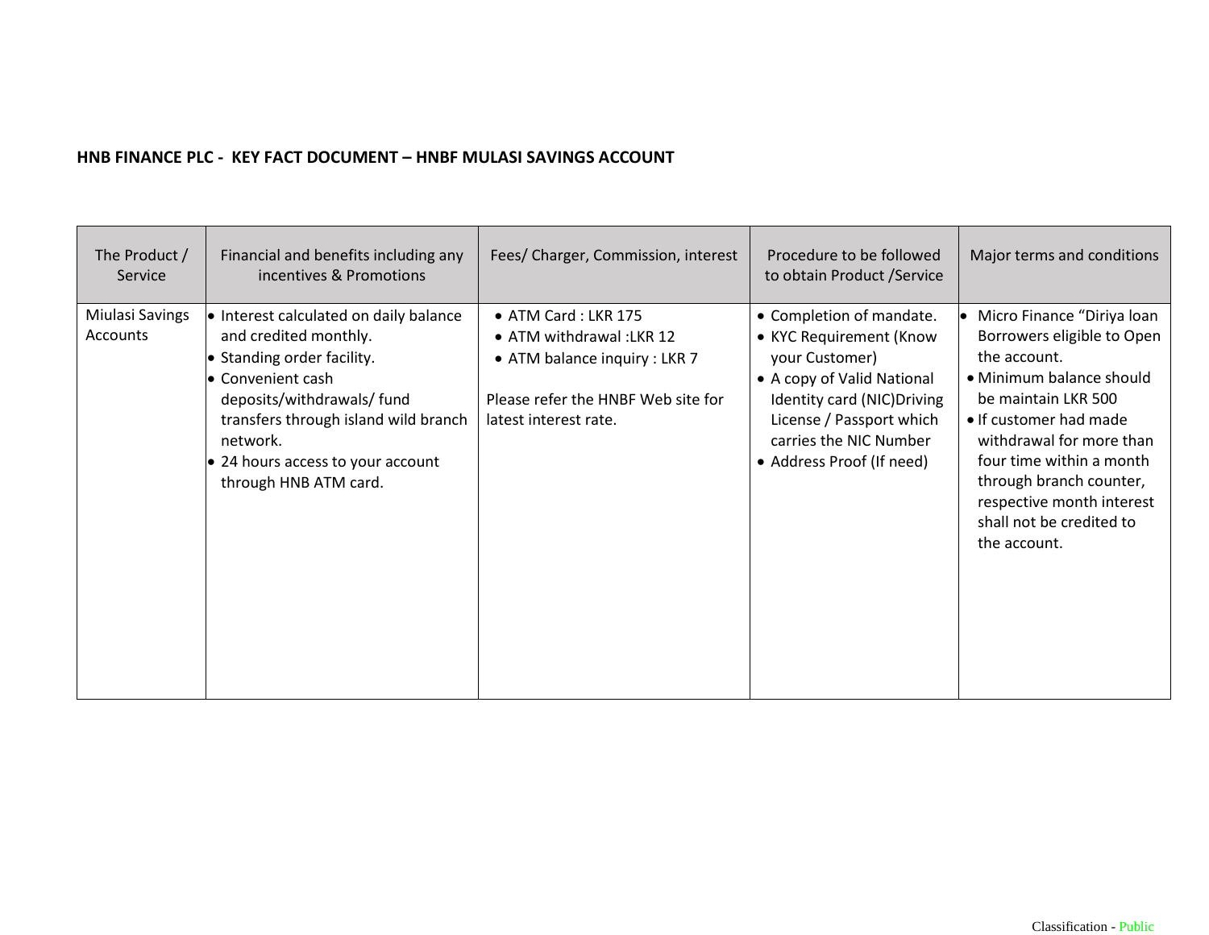**HNB FINANCE PLC - KEY FACT DOCUMENT – HNBF MULASI SAVINGS ACCOUNT**

| The Product / Service | Financial and benefits including any incentives & Promotions | Fees/ Charger, Commission, interest | Procedure to be followed to obtain Product /Service | Major terms and conditions |
|---|---|---|---|---|
| Miulasi Savings Accounts | • Interest calculated on daily balance and credited monthly.<br>• Standing order facility.<br>• Convenient cash deposits/withdrawals/ fund transfers through island wild branch network.<br>• 24 hours access to your account through HNB ATM card. | • ATM Card : LKR 175<br>• ATM withdrawal :LKR 12<br>• ATM balance inquiry : LKR 7<br><br>Please refer the HNBF Web site for latest interest rate. | • Completion of mandate.<br>• KYC Requirement (Know your Customer)<br>• A copy of Valid National Identity card (NIC)Driving License / Passport which carries the NIC Number<br>• Address Proof (If need) | • Micro Finance "Diriya loan Borrowers eligible to Open the account.<br>• Minimum balance should be maintain LKR 500<br>• If customer had made withdrawal for more than four time within a month through branch counter, respective month interest shall not be credited to the account. |

Classification - Public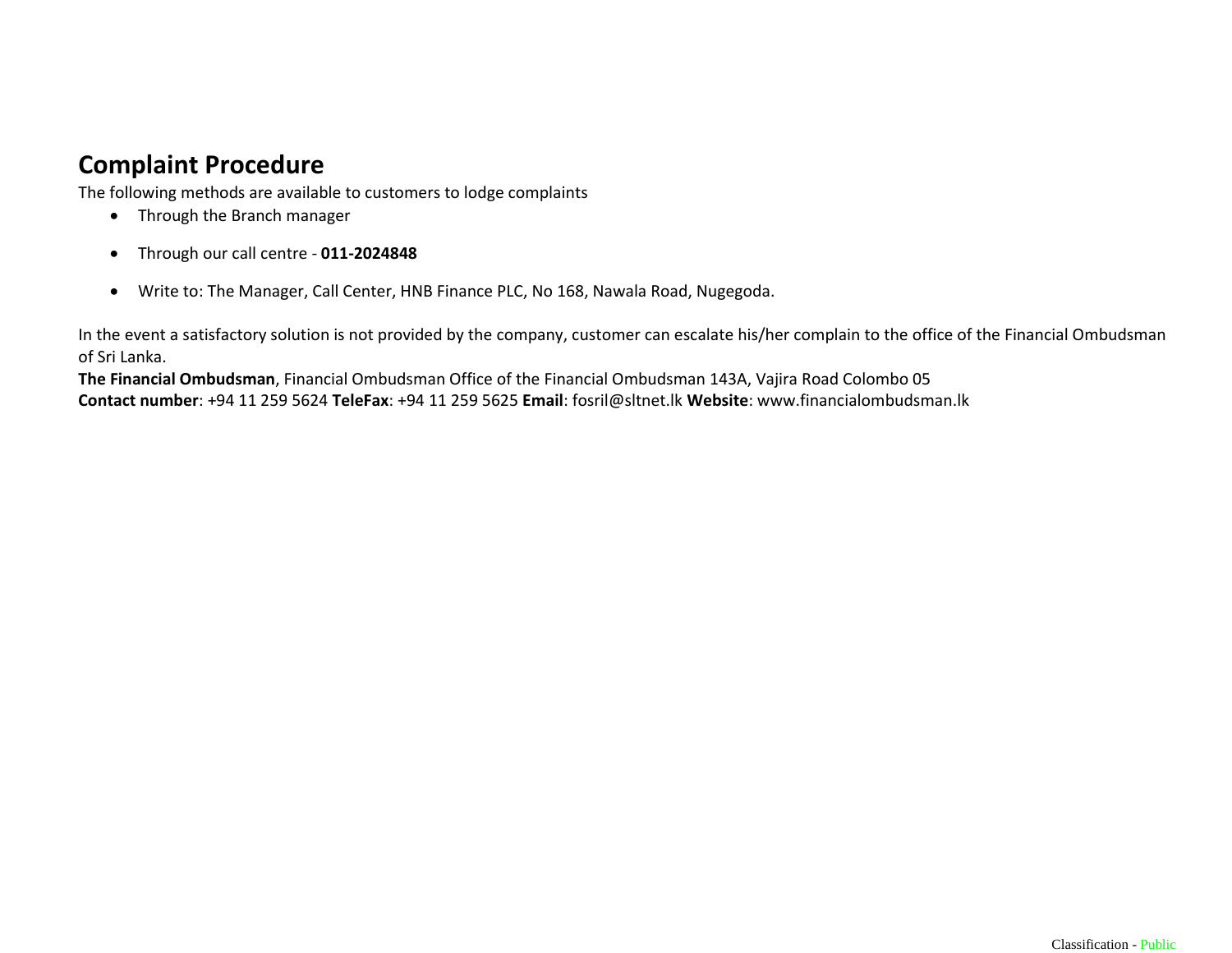## Complaint Procedure

The following methods are available to customers to lodge complaints

- Through the Branch manager
- Through our call centre - **011-2024848**
- Write to: The Manager, Call Center, HNB Finance PLC, No 168, Nawala Road, Nugegoda.

In the event a satisfactory solution is not provided by the company, customer can escalate his/her complain to the office of the Financial Ombudsman of Sri Lanka.

**The Financial Ombudsman**, Financial Ombudsman Office of the Financial Ombudsman 143A, Vajira Road Colombo 05
**Contact number**: +94 11 259 5624 **TeleFax**: +94 11 259 5625 **Email**: fosril@sltnet.lk **Website**: www.financialombudsman.lk

Classification - Public